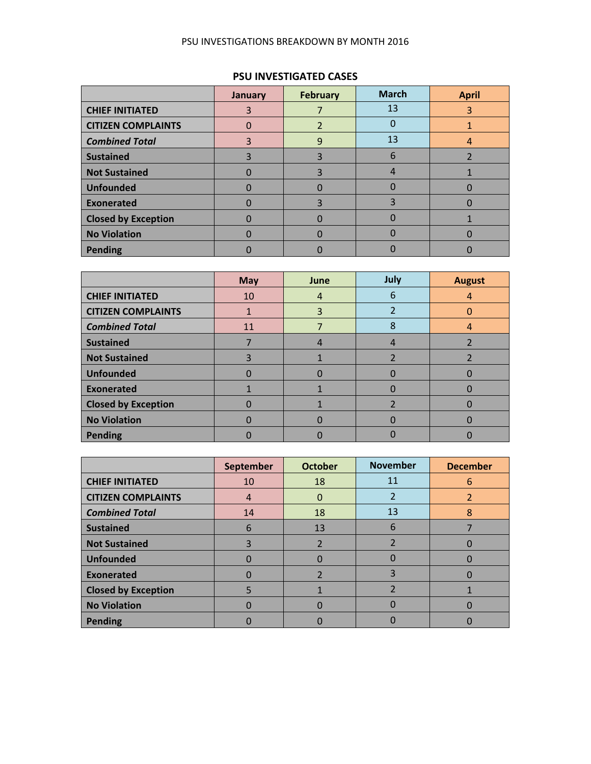PSU INVESTIGATIONS BREAKDOWN BY MONTH 2016

## PSU INVESTIGATED CASES

| | January | February | March | April |
|---|---|---|---|---|
| **CHIEF INITIATED** | 3 | 7 | 13 | 3 |
| **CITIZEN COMPLAINTS** | 0 | 2 | 0 | 1 |
| ***Combined Total*** | 3 | 9 | 13 | 4 |
| **Sustained** | 3 | 3 | 6 | 2 |
| **Not Sustained** | 0 | 3 | 4 | 1 |
| **Unfounded** | 0 | 0 | 0 | 0 |
| **Exonerated** | 0 | 3 | 3 | 0 |
| **Closed by Exception** | 0 | 0 | 0 | 1 |
| **No Violation** | 0 | 0 | 0 | 0 |
| **Pending** | 0 | 0 | 0 | 0 |

| | May | June | July | August |
|---|---|---|---|---|
| **CHIEF INITIATED** | 10 | 4 | 6 | 4 |
| **CITIZEN COMPLAINTS** | 1 | 3 | 2 | 0 |
| ***Combined Total*** | 11 | 7 | 8 | 4 |
| **Sustained** | 7 | 4 | 4 | 2 |
| **Not Sustained** | 3 | 1 | 2 | 2 |
| **Unfounded** | 0 | 0 | 0 | 0 |
| **Exonerated** | 1 | 1 | 0 | 0 |
| **Closed by Exception** | 0 | 1 | 2 | 0 |
| **No Violation** | 0 | 0 | 0 | 0 |
| **Pending** | 0 | 0 | 0 | 0 |

| | September | October | November | December |
|---|---|---|---|---|
| **CHIEF INITIATED** | 10 | 18 | 11 | 6 |
| **CITIZEN COMPLAINTS** | 4 | 0 | 2 | 2 |
| ***Combined Total*** | 14 | 18 | 13 | 8 |
| **Sustained** | 6 | 13 | 6 | 7 |
| **Not Sustained** | 3 | 2 | 2 | 0 |
| **Unfounded** | 0 | 0 | 0 | 0 |
| **Exonerated** | 0 | 2 | 3 | 0 |
| **Closed by Exception** | 5 | 1 | 2 | 1 |
| **No Violation** | 0 | 0 | 0 | 0 |
| **Pending** | 0 | 0 | 0 | 0 |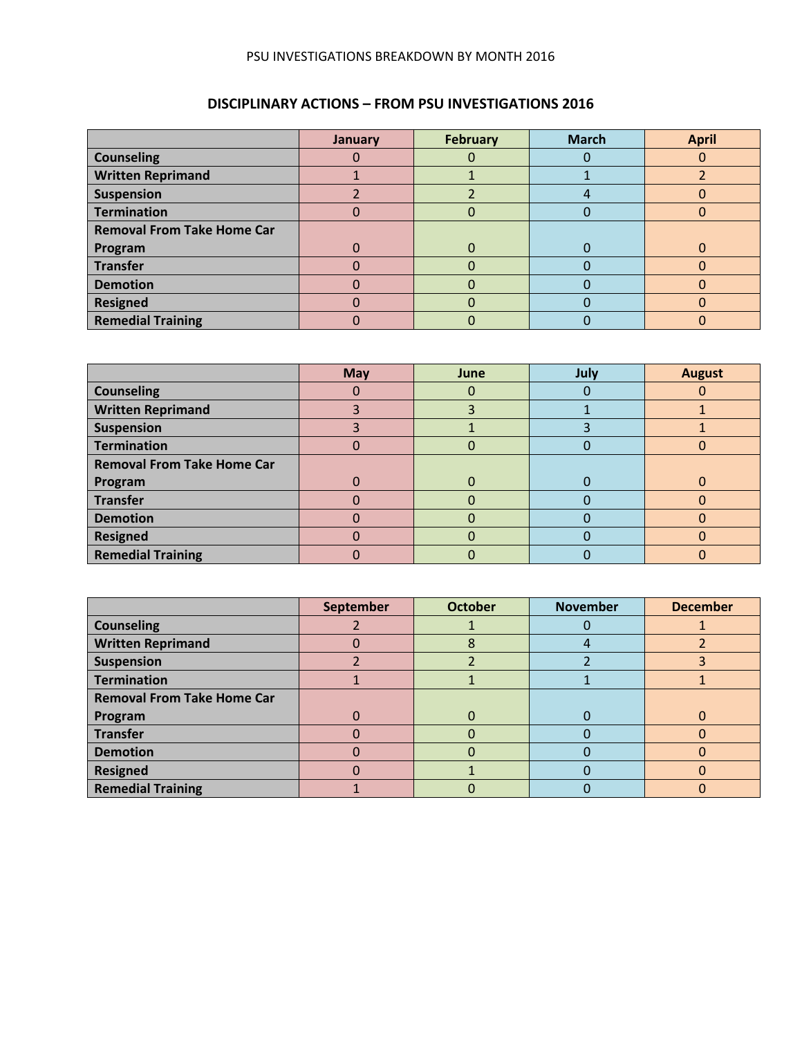PSU INVESTIGATIONS BREAKDOWN BY MONTH 2016

## DISCIPLINARY ACTIONS – FROM PSU INVESTIGATIONS 2016

| | January | February | March | April |
|---|---|---|---|---|
| **Counseling** | 0 | 0 | 0 | 0 |
| **Written Reprimand** | 1 | 1 | 1 | 2 |
| **Suspension** | 2 | 2 | 4 | 0 |
| **Termination** | 0 | 0 | 0 | 0 |
| **Removal From Take Home Car Program** | 0 | 0 | 0 | 0 |
| **Transfer** | 0 | 0 | 0 | 0 |
| **Demotion** | 0 | 0 | 0 | 0 |
| **Resigned** | 0 | 0 | 0 | 0 |
| **Remedial Training** | 0 | 0 | 0 | 0 |

| | May | June | July | August |
|---|---|---|---|---|
| **Counseling** | 0 | 0 | 0 | 0 |
| **Written Reprimand** | 3 | 3 | 1 | 1 |
| **Suspension** | 3 | 1 | 3 | 1 |
| **Termination** | 0 | 0 | 0 | 0 |
| **Removal From Take Home Car Program** | 0 | 0 | 0 | 0 |
| **Transfer** | 0 | 0 | 0 | 0 |
| **Demotion** | 0 | 0 | 0 | 0 |
| **Resigned** | 0 | 0 | 0 | 0 |
| **Remedial Training** | 0 | 0 | 0 | 0 |

| | September | October | November | December |
|---|---|---|---|---|
| **Counseling** | 2 | 1 | 0 | 1 |
| **Written Reprimand** | 0 | 8 | 4 | 2 |
| **Suspension** | 2 | 2 | 2 | 3 |
| **Termination** | 1 | 1 | 1 | 1 |
| **Removal From Take Home Car Program** | 0 | 0 | 0 | 0 |
| **Transfer** | 0 | 0 | 0 | 0 |
| **Demotion** | 0 | 0 | 0 | 0 |
| **Resigned** | 0 | 1 | 0 | 0 |
| **Remedial Training** | 1 | 0 | 0 | 0 |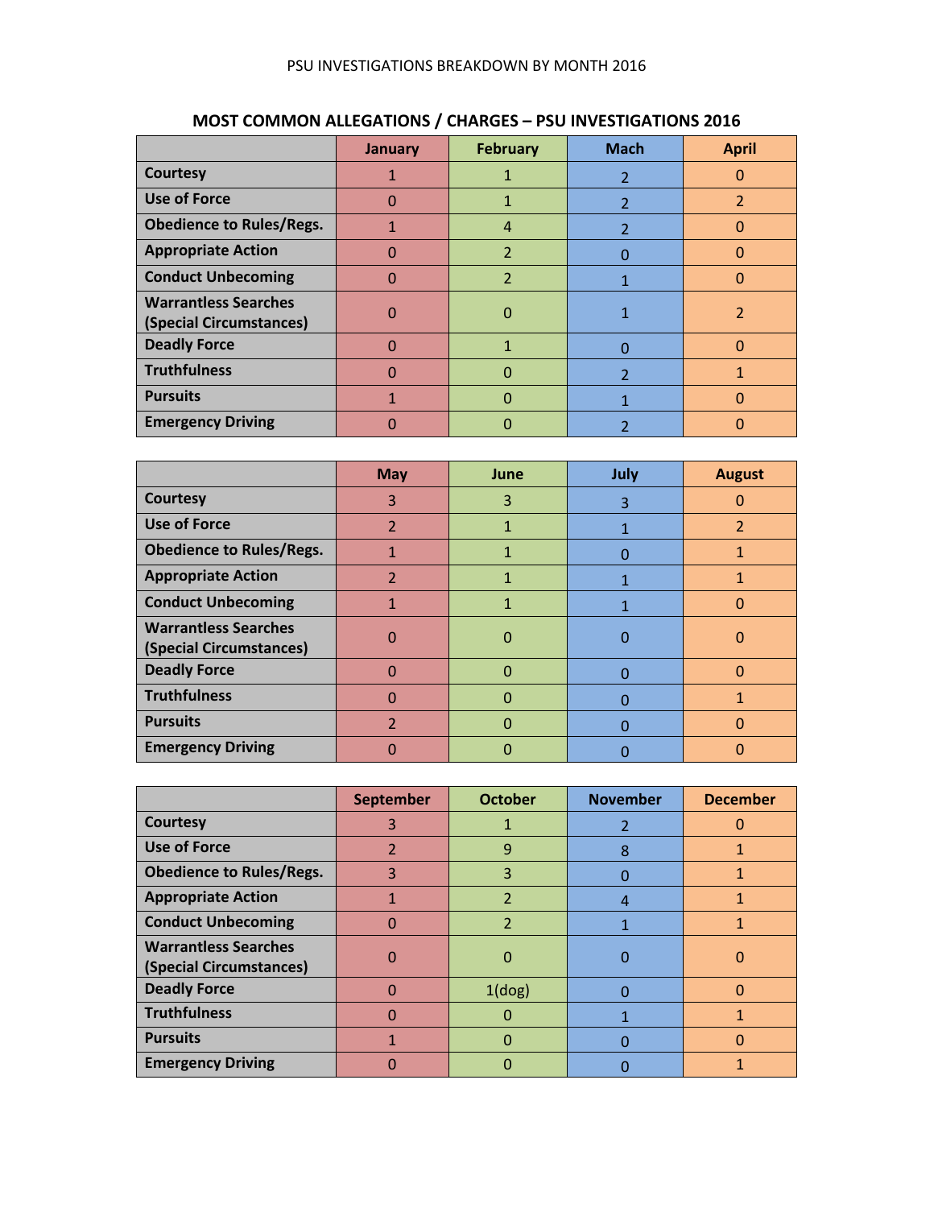PSU INVESTIGATIONS BREAKDOWN BY MONTH 2016

## MOST COMMON ALLEGATIONS / CHARGES – PSU INVESTIGATIONS 2016

| | January | February | Mach | April |
|---|---|---|---|---|
| **Courtesy** | 1 | 1 | 2 | 0 |
| **Use of Force** | 0 | 1 | 2 | 2 |
| **Obedience to Rules/Regs.** | 1 | 4 | 2 | 0 |
| **Appropriate Action** | 0 | 2 | 0 | 0 |
| **Conduct Unbecoming** | 0 | 2 | 1 | 0 |
| **Warrantless Searches (Special Circumstances)** | 0 | 0 | 1 | 2 |
| **Deadly Force** | 0 | 1 | 0 | 0 |
| **Truthfulness** | 0 | 0 | 2 | 1 |
| **Pursuits** | 1 | 0 | 1 | 0 |
| **Emergency Driving** | 0 | 0 | 2 | 0 |

| | May | June | July | August |
|---|---|---|---|---|
| **Courtesy** | 3 | 3 | 3 | 0 |
| **Use of Force** | 2 | 1 | 1 | 2 |
| **Obedience to Rules/Regs.** | 1 | 1 | 0 | 1 |
| **Appropriate Action** | 2 | 1 | 1 | 1 |
| **Conduct Unbecoming** | 1 | 1 | 1 | 0 |
| **Warrantless Searches (Special Circumstances)** | 0 | 0 | 0 | 0 |
| **Deadly Force** | 0 | 0 | 0 | 0 |
| **Truthfulness** | 0 | 0 | 0 | 1 |
| **Pursuits** | 2 | 0 | 0 | 0 |
| **Emergency Driving** | 0 | 0 | 0 | 0 |

| | September | October | November | December |
|---|---|---|---|---|
| **Courtesy** | 3 | 1 | 2 | 0 |
| **Use of Force** | 2 | 9 | 8 | 1 |
| **Obedience to Rules/Regs.** | 3 | 3 | 0 | 1 |
| **Appropriate Action** | 1 | 2 | 4 | 1 |
| **Conduct Unbecoming** | 0 | 2 | 1 | 1 |
| **Warrantless Searches (Special Circumstances)** | 0 | 0 | 0 | 0 |
| **Deadly Force** | 0 | 1(dog) | 0 | 0 |
| **Truthfulness** | 0 | 0 | 1 | 1 |
| **Pursuits** | 1 | 0 | 0 | 0 |
| **Emergency Driving** | 0 | 0 | 0 | 1 |